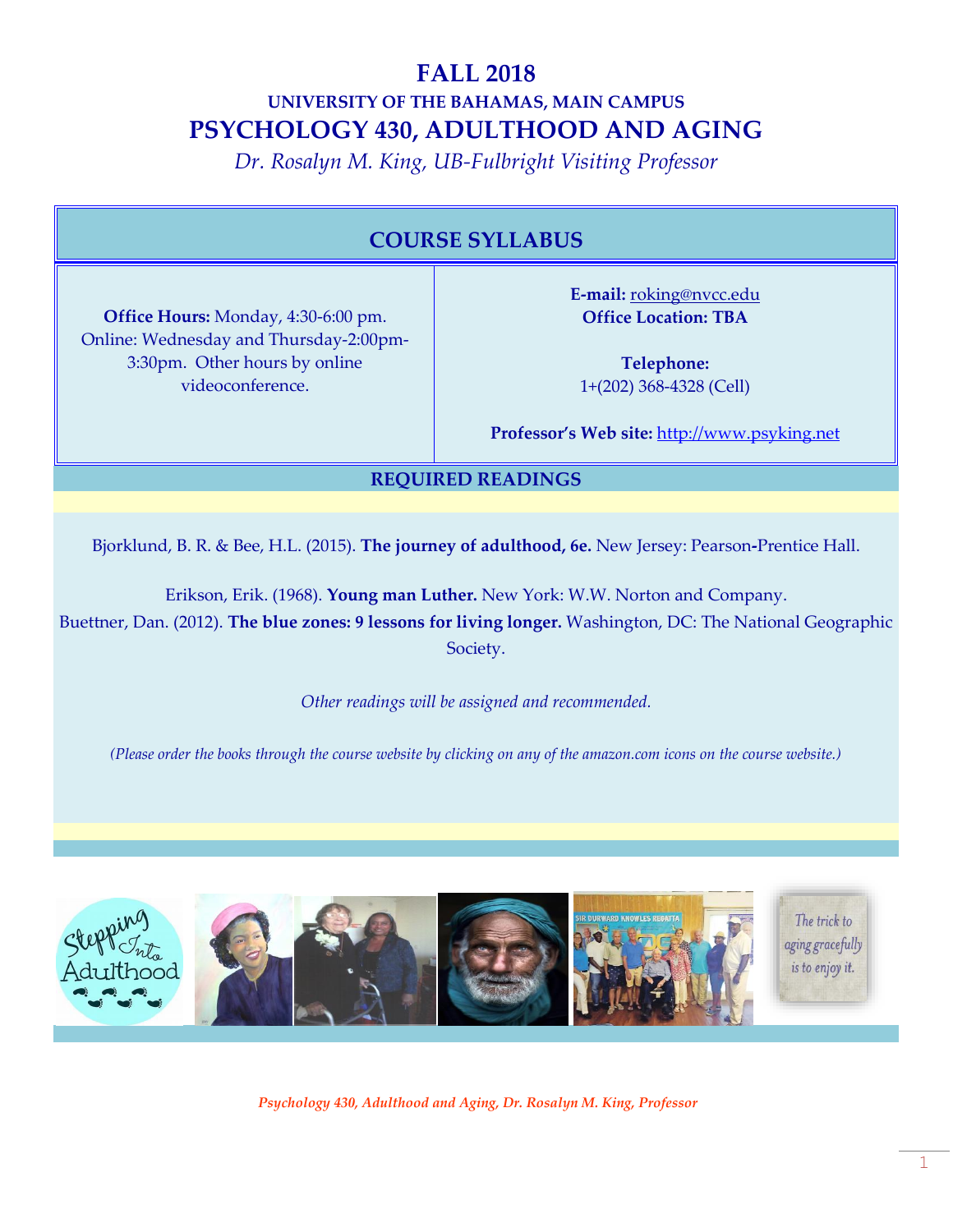# FALL 2018

## UNIVERSITY OF THE BAHAMAS, MAIN CAMPUS

## PSYCHOLOGY 430, ADULTHOOD AND AGING

*Dr. Rosalyn M. King, UB-Fulbright Visiting Professor*

## COURSE SYLLABUS

**Office Hours:** Monday, 4:30-6:00 pm. Online: Wednesday and Thursday-2:00pm-3:30pm. Other hours by online videoconference.

**E-mail:** roking@nvcc.edu
**Office Location: TBA**

**Telephone:**
1+(202) 368-4328 (Cell)

**Professor's Web site:** http://www.psyking.net

## REQUIRED READINGS

Bjorklund, B. R. & Bee, H.L. (2015). **The journey of adulthood, 6e.** New Jersey: Pearson-Prentice Hall.

Erikson, Erik. (1968). **Young man Luther.** New York: W.W. Norton and Company.

Buettner, Dan. (2012). **The blue zones: 9 lessons for living longer.** Washington, DC: The National Geographic Society.

*Other readings will be assigned and recommended.*

*(Please order the books through the course website by clicking on any of the amazon.com icons on the course website.)*

*Psychology 430, Adulthood and Aging, Dr. Rosalyn M. King, Professor*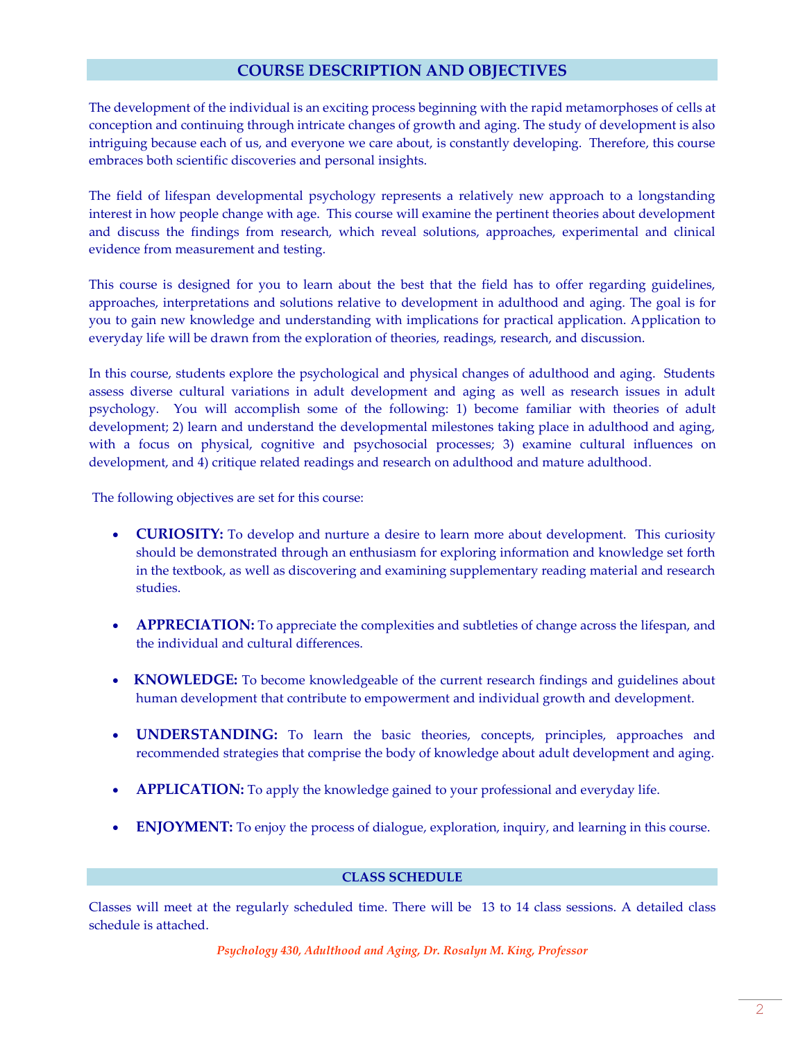## COURSE DESCRIPTION AND OBJECTIVES

The development of the individual is an exciting process beginning with the rapid metamorphoses of cells at conception and continuing through intricate changes of growth and aging. The study of development is also intriguing because each of us, and everyone we care about, is constantly developing. Therefore, this course embraces both scientific discoveries and personal insights.

The field of lifespan developmental psychology represents a relatively new approach to a longstanding interest in how people change with age. This course will examine the pertinent theories about development and discuss the findings from research, which reveal solutions, approaches, experimental and clinical evidence from measurement and testing.

This course is designed for you to learn about the best that the field has to offer regarding guidelines, approaches, interpretations and solutions relative to development in adulthood and aging. The goal is for you to gain new knowledge and understanding with implications for practical application. Application to everyday life will be drawn from the exploration of theories, readings, research, and discussion.

In this course, students explore the psychological and physical changes of adulthood and aging. Students assess diverse cultural variations in adult development and aging as well as research issues in adult psychology. You will accomplish some of the following: 1) become familiar with theories of adult development; 2) learn and understand the developmental milestones taking place in adulthood and aging, with a focus on physical, cognitive and psychosocial processes; 3) examine cultural influences on development, and 4) critique related readings and research on adulthood and mature adulthood.

The following objectives are set for this course:

- **CURIOSITY:** To develop and nurture a desire to learn more about development. This curiosity should be demonstrated through an enthusiasm for exploring information and knowledge set forth in the textbook, as well as discovering and examining supplementary reading material and research studies.
- **APPRECIATION:** To appreciate the complexities and subtleties of change across the lifespan, and the individual and cultural differences.
- **KNOWLEDGE:** To become knowledgeable of the current research findings and guidelines about human development that contribute to empowerment and individual growth and development.
- **UNDERSTANDING:** To learn the basic theories, concepts, principles, approaches and recommended strategies that comprise the body of knowledge about adult development and aging.
- **APPLICATION:** To apply the knowledge gained to your professional and everyday life.
- **ENJOYMENT:** To enjoy the process of dialogue, exploration, inquiry, and learning in this course.

## CLASS SCHEDULE

Classes will meet at the regularly scheduled time. There will be 13 to 14 class sessions. A detailed class schedule is attached.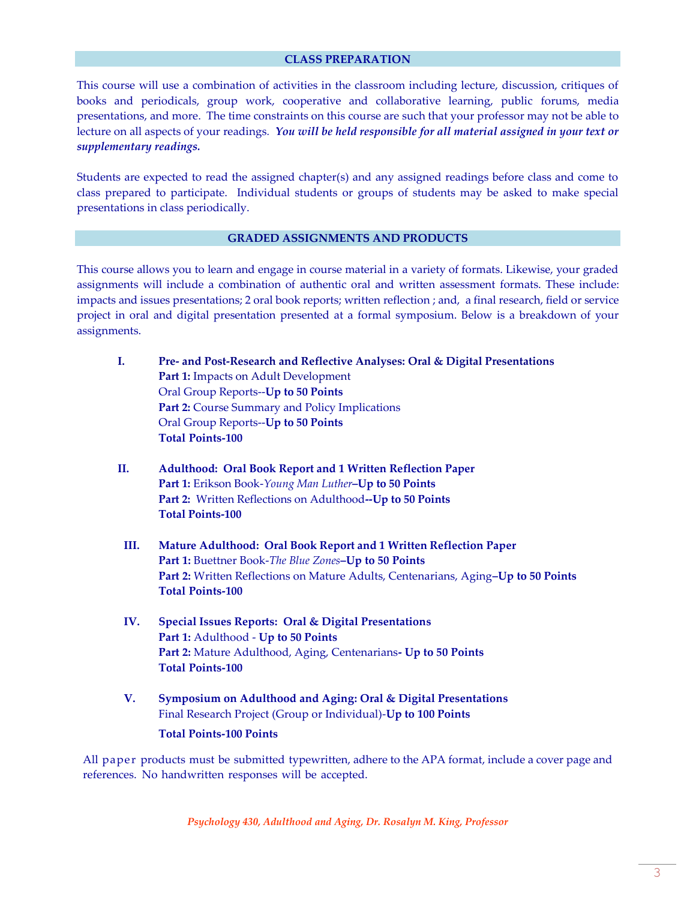## CLASS PREPARATION

This course will use a combination of activities in the classroom including lecture, discussion, critiques of books and periodicals, group work, cooperative and collaborative learning, public forums, media presentations, and more. The time constraints on this course are such that your professor may not be able to lecture on all aspects of your readings. ***You will be held responsible for all material assigned in your text or supplementary readings.***

Students are expected to read the assigned chapter(s) and any assigned readings before class and come to class prepared to participate. Individual students or groups of students may be asked to make special presentations in class periodically.

## GRADED ASSIGNMENTS AND PRODUCTS

This course allows you to learn and engage in course material in a variety of formats. Likewise, your graded assignments will include a combination of authentic oral and written assessment formats. These include: impacts and issues presentations; 2 oral book reports; written reflection ; and, a final research, field or service project in oral and digital presentation presented at a formal symposium. Below is a breakdown of your assignments.

**I. Pre- and Post-Research and Reflective Analyses: Oral & Digital Presentations**
**Part 1:** Impacts on Adult Development
Oral Group Reports--**Up to 50 Points**
**Part 2:** Course Summary and Policy Implications
Oral Group Reports--**Up to 50 Points**
**Total Points-100**

**II. Adulthood: Oral Book Report and 1 Written Reflection Paper**
**Part 1:** Erikson Book-*Young Man Luther*–**Up to 50 Points**
**Part 2:** Written Reflections on Adulthood**--Up to 50 Points**
**Total Points-100**

**III. Mature Adulthood: Oral Book Report and 1 Written Reflection Paper**
**Part 1:** Buettner Book-*The Blue Zones*–**Up to 50 Points**
**Part 2:** Written Reflections on Mature Adults, Centenarians, Aging–**Up to 50 Points**
**Total Points-100**

**IV. Special Issues Reports: Oral & Digital Presentations**
**Part 1:** Adulthood - **Up to 50 Points**
**Part 2:** Mature Adulthood, Aging, Centenarians**- Up to 50 Points**
**Total Points-100**

**V. Symposium on Adulthood and Aging: Oral & Digital Presentations**
Final Research Project (Group or Individual)-**Up to 100 Points**
**Total Points-100 Points**

All paper products must be submitted typewritten, adhere to the APA format, include a cover page and references. No handwritten responses will be accepted.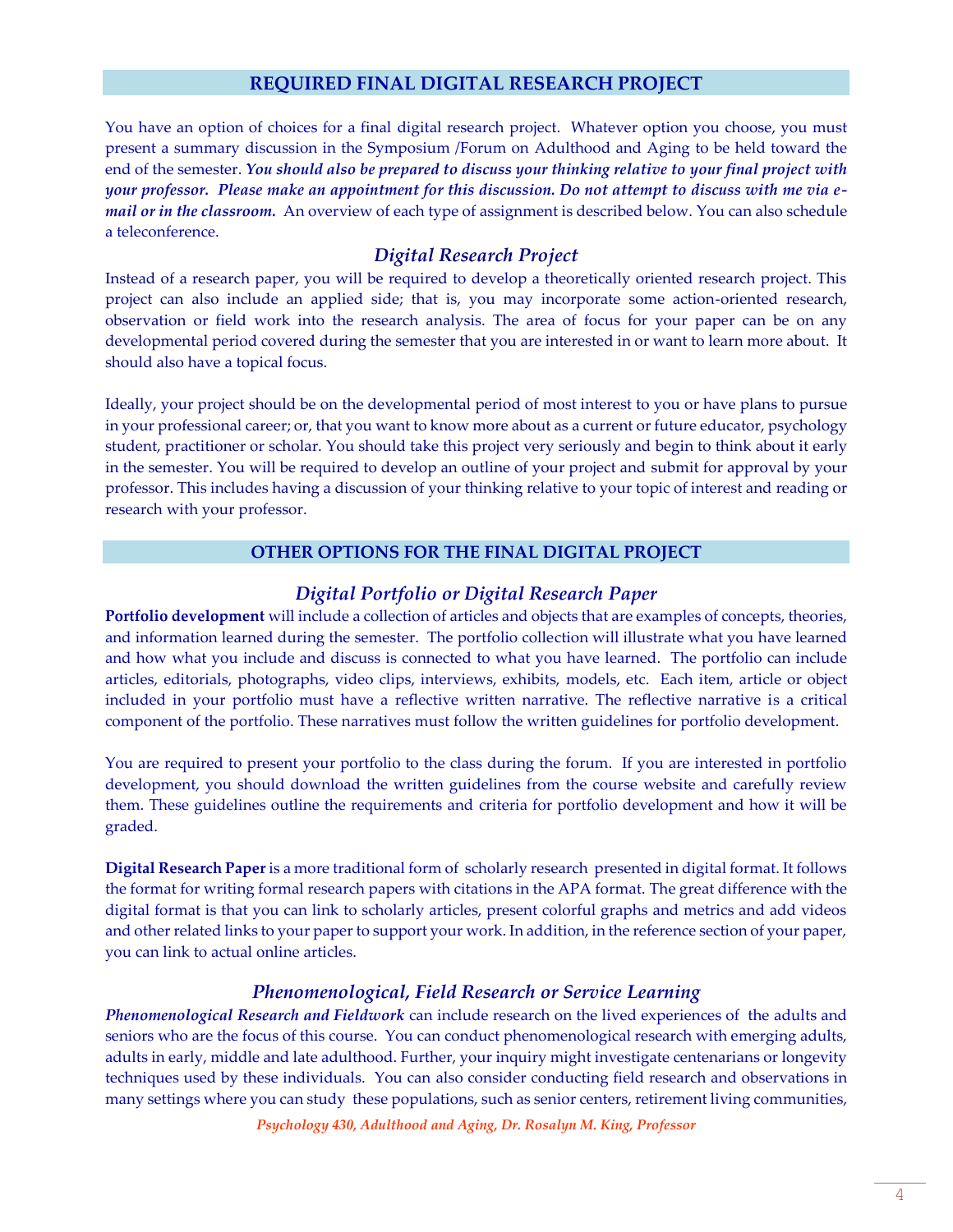## REQUIRED FINAL DIGITAL RESEARCH PROJECT

You have an option of choices for a final digital research project. Whatever option you choose, you must present a summary discussion in the Symposium /Forum on Adulthood and Aging to be held toward the end of the semester. ***You should also be prepared to discuss your thinking relative to your final project with your professor. Please make an appointment for this discussion. Do not attempt to discuss with me via e-mail or in the classroom.*** An overview of each type of assignment is described below. You can also schedule a teleconference.

### *Digital Research Project*

Instead of a research paper, you will be required to develop a theoretically oriented research project. This project can also include an applied side; that is, you may incorporate some action-oriented research, observation or field work into the research analysis. The area of focus for your paper can be on any developmental period covered during the semester that you are interested in or want to learn more about. It should also have a topical focus.

Ideally, your project should be on the developmental period of most interest to you or have plans to pursue in your professional career; or, that you want to know more about as a current or future educator, psychology student, practitioner or scholar. You should take this project very seriously and begin to think about it early in the semester. You will be required to develop an outline of your project and submit for approval by your professor. This includes having a discussion of your thinking relative to your topic of interest and reading or research with your professor.

## OTHER OPTIONS FOR THE FINAL DIGITAL PROJECT

### *Digital Portfolio or Digital Research Paper*

**Portfolio development** will include a collection of articles and objects that are examples of concepts, theories, and information learned during the semester. The portfolio collection will illustrate what you have learned and how what you include and discuss is connected to what you have learned. The portfolio can include articles, editorials, photographs, video clips, interviews, exhibits, models, etc. Each item, article or object included in your portfolio must have a reflective written narrative. The reflective narrative is a critical component of the portfolio. These narratives must follow the written guidelines for portfolio development.

You are required to present your portfolio to the class during the forum. If you are interested in portfolio development, you should download the written guidelines from the course website and carefully review them. These guidelines outline the requirements and criteria for portfolio development and how it will be graded.

**Digital Research Paper** is a more traditional form of scholarly research presented in digital format. It follows the format for writing formal research papers with citations in the APA format. The great difference with the digital format is that you can link to scholarly articles, present colorful graphs and metrics and add videos and other related links to your paper to support your work. In addition, in the reference section of your paper, you can link to actual online articles.

### *Phenomenological, Field Research or Service Learning*

***Phenomenological Research and Fieldwork*** can include research on the lived experiences of the adults and seniors who are the focus of this course. You can conduct phenomenological research with emerging adults, adults in early, middle and late adulthood. Further, your inquiry might investigate centenarians or longevity techniques used by these individuals. You can also consider conducting field research and observations in many settings where you can study these populations, such as senior centers, retirement living communities,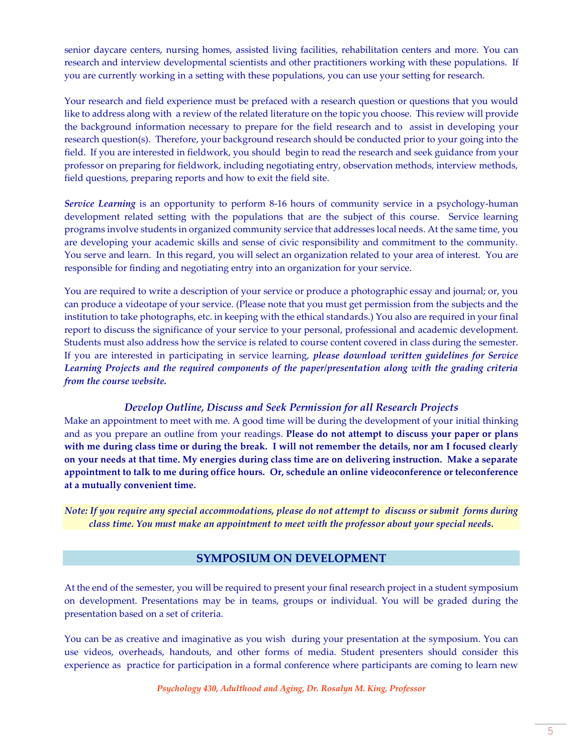senior daycare centers, nursing homes, assisted living facilities, rehabilitation centers and more. You can research and interview developmental scientists and other practitioners working with these populations. If you are currently working in a setting with these populations, you can use your setting for research.

Your research and field experience must be prefaced with a research question or questions that you would like to address along with a review of the related literature on the topic you choose. This review will provide the background information necessary to prepare for the field research and to assist in developing your research question(s). Therefore, your background research should be conducted prior to your going into the field. If you are interested in fieldwork, you should begin to read the research and seek guidance from your professor on preparing for fieldwork, including negotiating entry, observation methods, interview methods, field questions, preparing reports and how to exit the field site.

***Service Learning*** is an opportunity to perform 8-16 hours of community service in a psychology-human development related setting with the populations that are the subject of this course. Service learning programs involve students in organized community service that addresses local needs. At the same time, you are developing your academic skills and sense of civic responsibility and commitment to the community. You serve and learn. In this regard, you will select an organization related to your area of interest. You are responsible for finding and negotiating entry into an organization for your service.

You are required to write a description of your service or produce a photographic essay and journal; or, you can produce a videotape of your service. (Please note that you must get permission from the subjects and the institution to take photographs, etc. in keeping with the ethical standards.) You also are required in your final report to discuss the significance of your service to your personal, professional and academic development. Students must also address how the service is related to course content covered in class during the semester. If you are interested in participating in service learning, ***please download written guidelines for Service Learning Projects and the required components of the paper/presentation along with the grading criteria from the course website.***

### *Develop Outline, Discuss and Seek Permission for all Research Projects*

Make an appointment to meet with me. A good time will be during the development of your initial thinking and as you prepare an outline from your readings. **Please do not attempt to discuss your paper or plans with me during class time or during the break. I will not remember the details, nor am I focused clearly on your needs at that time. My energies during class time are on delivering instruction. Make a separate appointment to talk to me during office hours. Or, schedule an online videoconference or teleconference at a mutually convenient time.**

***Note: If you require any special accommodations, please do not attempt to discuss or submit forms during class time. You must make an appointment to meet with the professor about your special needs.***

## SYMPOSIUM ON DEVELOPMENT

At the end of the semester, you will be required to present your final research project in a student symposium on development. Presentations may be in teams, groups or individual. You will be graded during the presentation based on a set of criteria.

You can be as creative and imaginative as you wish during your presentation at the symposium. You can use videos, overheads, handouts, and other forms of media. Student presenters should consider this experience as practice for participation in a formal conference where participants are coming to learn new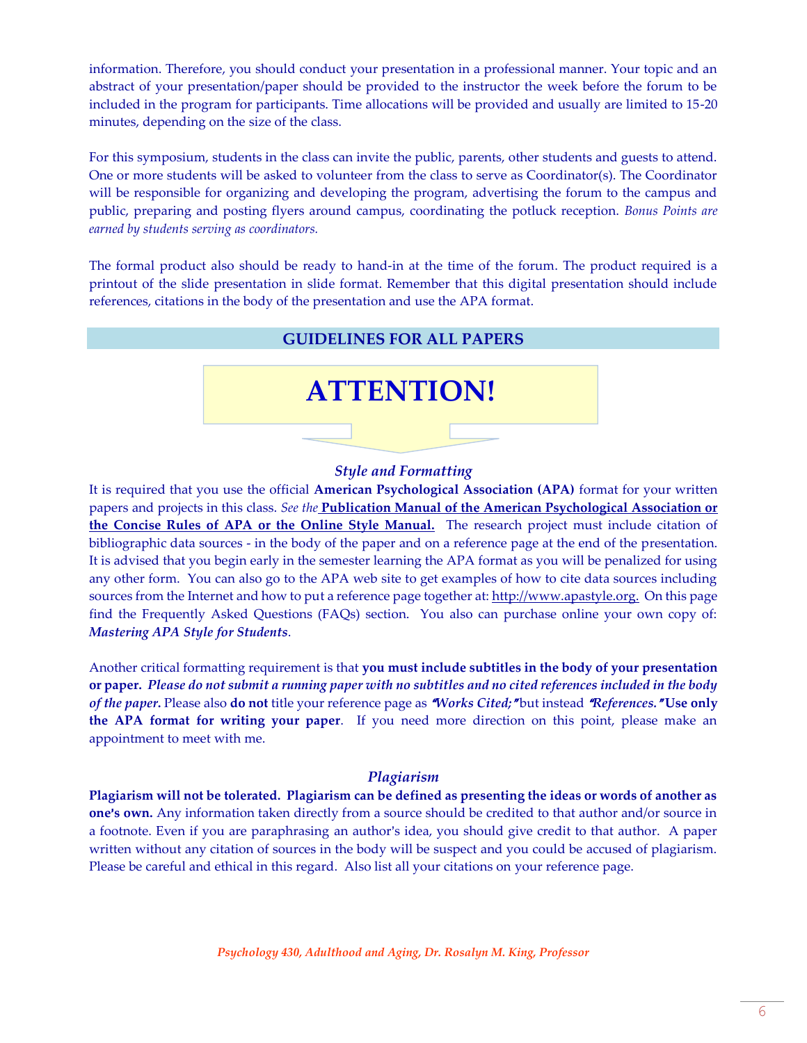information. Therefore, you should conduct your presentation in a professional manner. Your topic and an abstract of your presentation/paper should be provided to the instructor the week before the forum to be included in the program for participants. Time allocations will be provided and usually are limited to 15-20 minutes, depending on the size of the class.

For this symposium, students in the class can invite the public, parents, other students and guests to attend. One or more students will be asked to volunteer from the class to serve as Coordinator(s). The Coordinator will be responsible for organizing and developing the program, advertising the forum to the campus and public, preparing and posting flyers around campus, coordinating the potluck reception. *Bonus Points are earned by students serving as coordinators.*

The formal product also should be ready to hand-in at the time of the forum. The product required is a printout of the slide presentation in slide format. Remember that this digital presentation should include references, citations in the body of the presentation and use the APA format.

## GUIDELINES FOR ALL PAPERS

# ATTENTION!

### *Style and Formatting*

It is required that you use the official **American Psychological Association (APA)** format for your written papers and projects in this class. *See the* **Publication Manual of the American Psychological Association or the Concise Rules of APA or the Online Style Manual.** The research project must include citation of bibliographic data sources - in the body of the paper and on a reference page at the end of the presentation. It is advised that you begin early in the semester learning the APA format as you will be penalized for using any other form. You can also go to the APA web site to get examples of how to cite data sources including sources from the Internet and how to put a reference page together at: http://www.apastyle.org. On this page find the Frequently Asked Questions (FAQs) section. You also can purchase online your own copy of: ***Mastering APA Style for Students***.

Another critical formatting requirement is that **you must include subtitles in the body of your presentation or paper.** ***Please do not submit a running paper with no subtitles and no cited references included in the body of the paper.*** Please also **do not** title your reference page as *"Works Cited;"* but instead *"References."* **Use only the APA format for writing your paper**. If you need more direction on this point, please make an appointment to meet with me.

### *Plagiarism*

**Plagiarism will not be tolerated. Plagiarism can be defined as presenting the ideas or words of another as one's own.** Any information taken directly from a source should be credited to that author and/or source in a footnote. Even if you are paraphrasing an author's idea, you should give credit to that author. A paper written without any citation of sources in the body will be suspect and you could be accused of plagiarism. Please be careful and ethical in this regard. Also list all your citations on your reference page.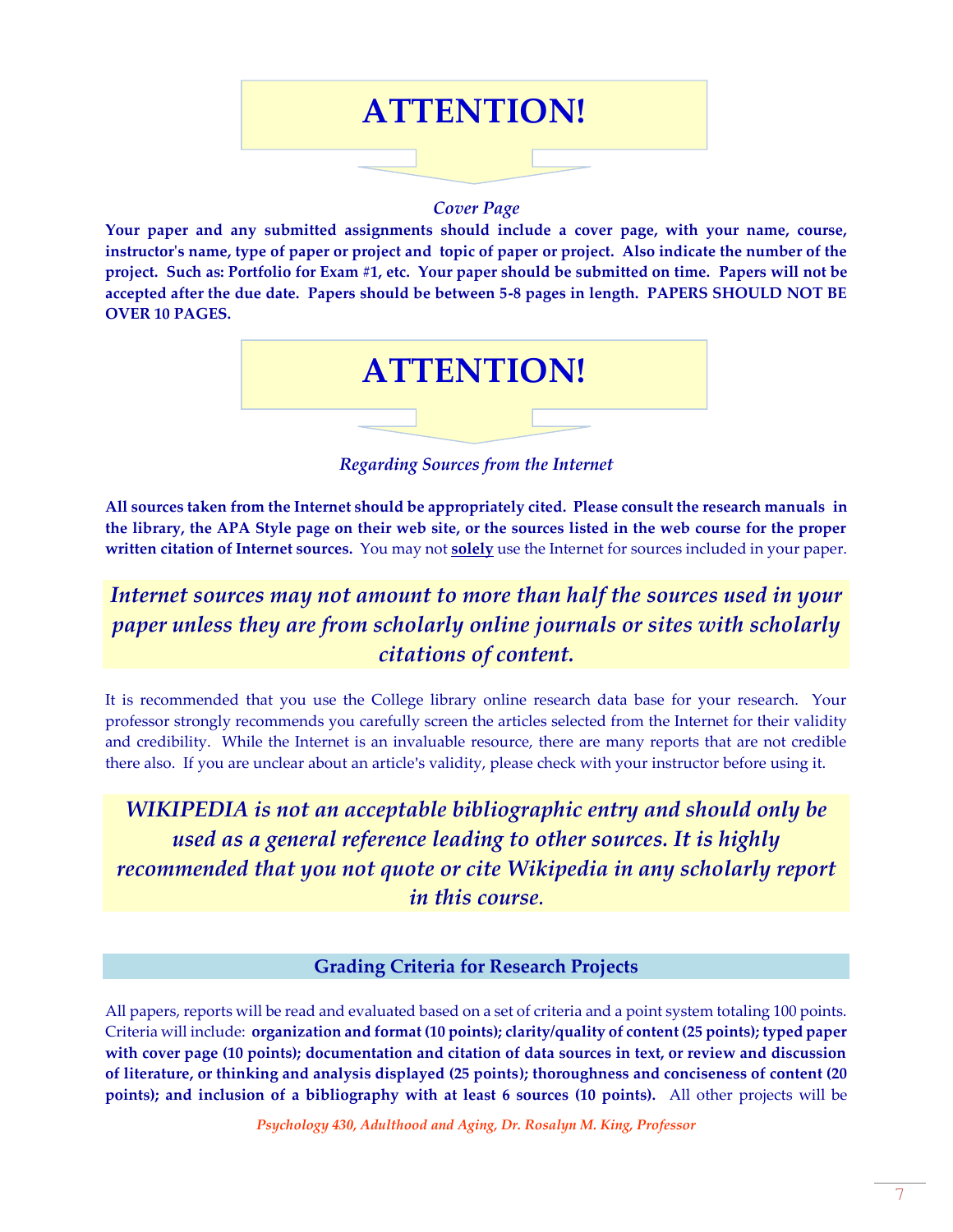# ATTENTION!

*Cover Page*

**Your paper and any submitted assignments should include a cover page, with your name, course, instructor's name, type of paper or project and topic of paper or project. Also indicate the number of the project. Such as: Portfolio for Exam #1, etc. Your paper should be submitted on time. Papers will not be accepted after the due date. Papers should be between 5-8 pages in length. PAPERS SHOULD NOT BE OVER 10 PAGES.**

# ATTENTION!

*Regarding Sources from the Internet*

**All sources taken from the Internet should be appropriately cited. Please consult the research manuals in the library, the APA Style page on their web site, or the sources listed in the web course for the proper written citation of Internet sources.** You may not **solely** use the Internet for sources included in your paper.

***Internet sources may not amount to more than half the sources used in your paper unless they are from scholarly online journals or sites with scholarly citations of content.***

It is recommended that you use the College library online research data base for your research. Your professor strongly recommends you carefully screen the articles selected from the Internet for their validity and credibility. While the Internet is an invaluable resource, there are many reports that are not credible there also. If you are unclear about an article's validity, please check with your instructor before using it.

***WIKIPEDIA is not an acceptable bibliographic entry and should only be used as a general reference leading to other sources. It is highly recommended that you not quote or cite Wikipedia in any scholarly report in this course.***

## Grading Criteria for Research Projects

All papers, reports will be read and evaluated based on a set of criteria and a point system totaling 100 points. Criteria will include: **organization and format (10 points); clarity/quality of content (25 points); typed paper with cover page (10 points); documentation and citation of data sources in text, or review and discussion of literature, or thinking and analysis displayed (25 points); thoroughness and conciseness of content (20 points); and inclusion of a bibliography with at least 6 sources (10 points).** All other projects will be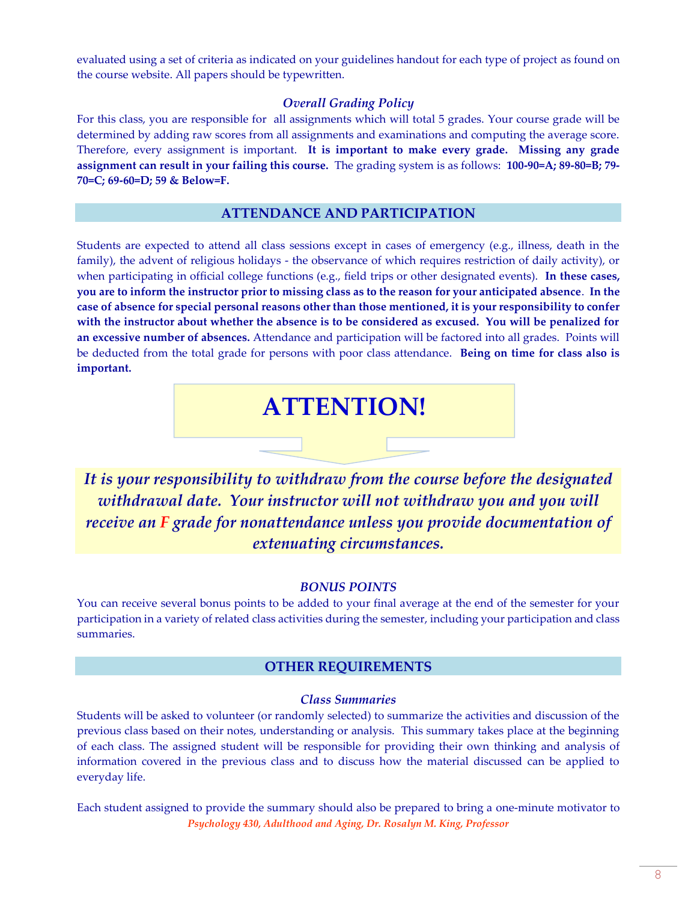evaluated using a set of criteria as indicated on your guidelines handout for each type of project as found on the course website. All papers should be typewritten.

### *Overall Grading Policy*

For this class, you are responsible for all assignments which will total 5 grades. Your course grade will be determined by adding raw scores from all assignments and examinations and computing the average score. Therefore, every assignment is important. **It is important to make every grade. Missing any grade assignment can result in your failing this course.** The grading system is as follows: **100-90=A; 89-80=B; 79-70=C; 69-60=D; 59 & Below=F.**

## ATTENDANCE AND PARTICIPATION

Students are expected to attend all class sessions except in cases of emergency (e.g., illness, death in the family), the advent of religious holidays - the observance of which requires restriction of daily activity), or when participating in official college functions (e.g., field trips or other designated events). **In these cases, you are to inform the instructor prior to missing class as to the reason for your anticipated absence**. **In the case of absence for special personal reasons other than those mentioned, it is your responsibility to confer with the instructor about whether the absence is to be considered as excused. You will be penalized for an excessive number of absences.** Attendance and participation will be factored into all grades. Points will be deducted from the total grade for persons with poor class attendance. **Being on time for class also is important.**

# ATTENTION!

***It is your responsibility to withdraw from the course before the designated withdrawal date. Your instructor will not withdraw you and you will receive an F grade for nonattendance unless you provide documentation of extenuating circumstances.***

### *BONUS POINTS*

You can receive several bonus points to be added to your final average at the end of the semester for your participation in a variety of related class activities during the semester, including your participation and class summaries.

## OTHER REQUIREMENTS

### *Class Summaries*

Students will be asked to volunteer (or randomly selected) to summarize the activities and discussion of the previous class based on their notes, understanding or analysis. This summary takes place at the beginning of each class. The assigned student will be responsible for providing their own thinking and analysis of information covered in the previous class and to discuss how the material discussed can be applied to everyday life.

Each student assigned to provide the summary should also be prepared to bring a one-minute motivator to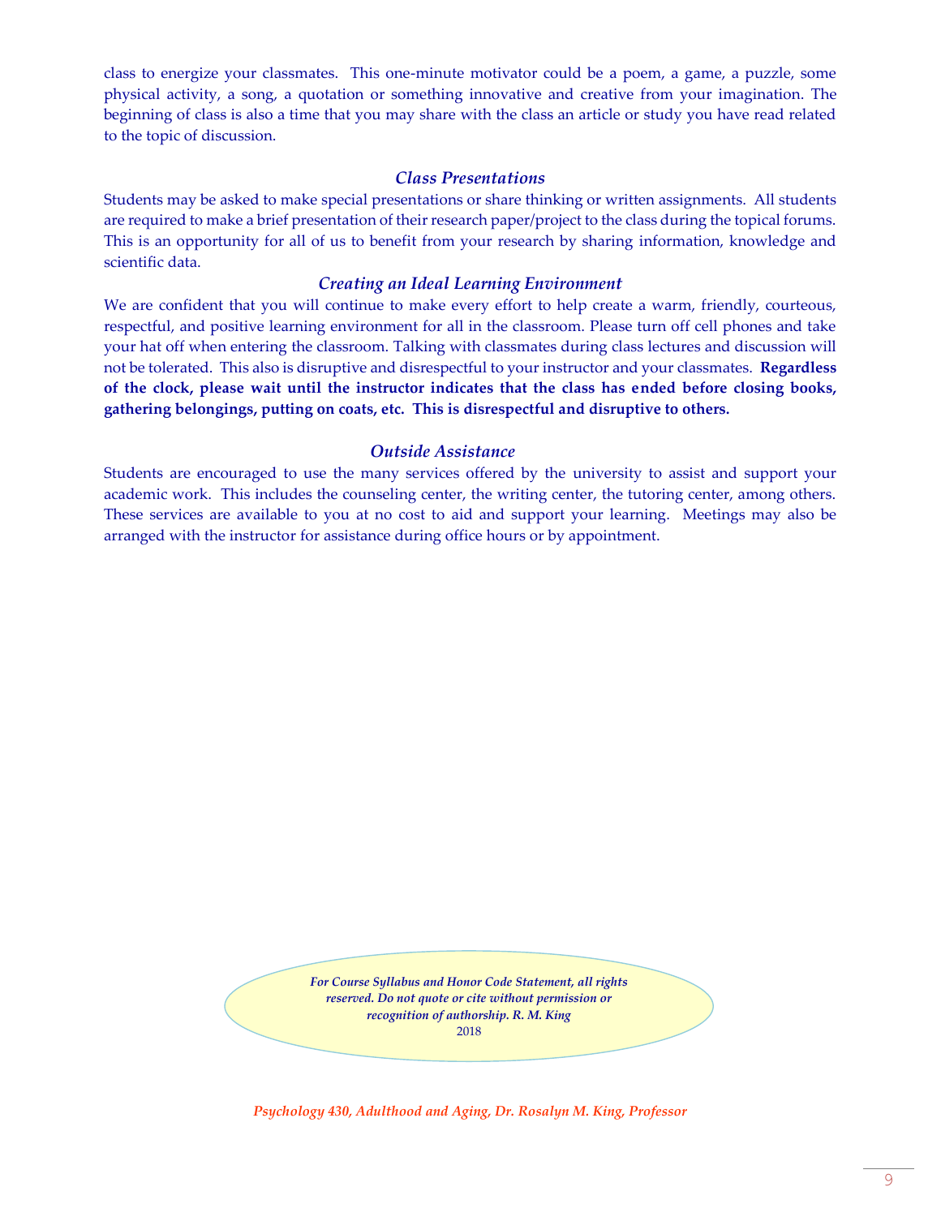class to energize your classmates. This one-minute motivator could be a poem, a game, a puzzle, some physical activity, a song, a quotation or something innovative and creative from your imagination. The beginning of class is also a time that you may share with the class an article or study you have read related to the topic of discussion.

### *Class Presentations*

Students may be asked to make special presentations or share thinking or written assignments. All students are required to make a brief presentation of their research paper/project to the class during the topical forums. This is an opportunity for all of us to benefit from your research by sharing information, knowledge and scientific data.

### *Creating an Ideal Learning Environment*

We are confident that you will continue to make every effort to help create a warm, friendly, courteous, respectful, and positive learning environment for all in the classroom. Please turn off cell phones and take your hat off when entering the classroom. Talking with classmates during class lectures and discussion will not be tolerated. This also is disruptive and disrespectful to your instructor and your classmates. **Regardless of the clock, please wait until the instructor indicates that the class has ended before closing books, gathering belongings, putting on coats, etc. This is disrespectful and disruptive to others.**

### *Outside Assistance*

Students are encouraged to use the many services offered by the university to assist and support your academic work. This includes the counseling center, the writing center, the tutoring center, among others. These services are available to you at no cost to aid and support your learning. Meetings may also be arranged with the instructor for assistance during office hours or by appointment.

*For Course Syllabus and Honor Code Statement, all rights reserved. Do not quote or cite without permission or recognition of authorship. R. M. King*
2018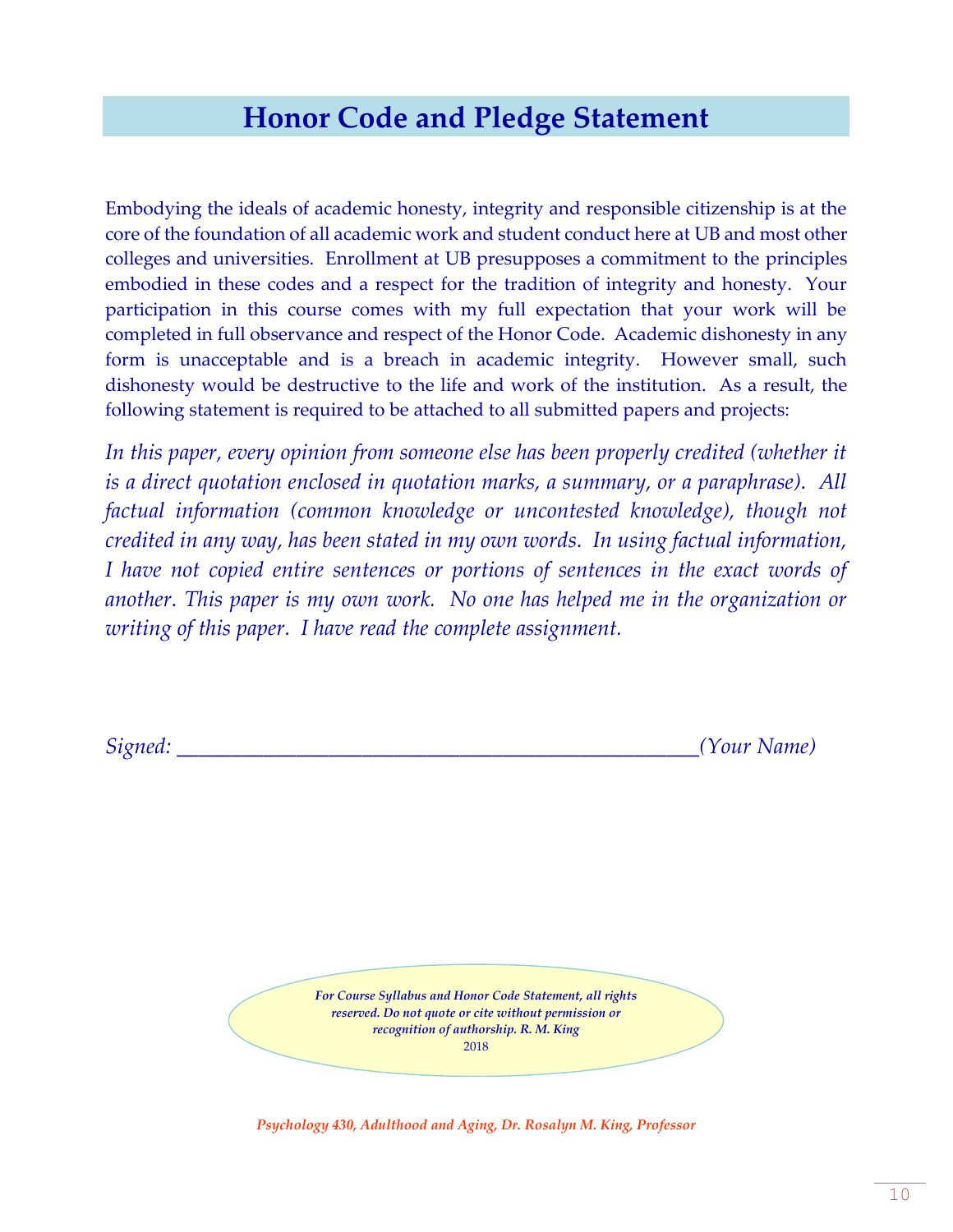# Honor Code and Pledge Statement

Embodying the ideals of academic honesty, integrity and responsible citizenship is at the core of the foundation of all academic work and student conduct here at UB and most other colleges and universities. Enrollment at UB presupposes a commitment to the principles embodied in these codes and a respect for the tradition of integrity and honesty. Your participation in this course comes with my full expectation that your work will be completed in full observance and respect of the Honor Code. Academic dishonesty in any form is unacceptable and is a breach in academic integrity. However small, such dishonesty would be destructive to the life and work of the institution. As a result, the following statement is required to be attached to all submitted papers and projects:

*In this paper, every opinion from someone else has been properly credited (whether it is a direct quotation enclosed in quotation marks, a summary, or a paraphrase). All factual information (common knowledge or uncontested knowledge), though not credited in any way, has been stated in my own words. In using factual information, I have not copied entire sentences or portions of sentences in the exact words of another. This paper is my own work. No one has helped me in the organization or writing of this paper. I have read the complete assignment.*

*Signed: ________________________________________________(Your Name)*

*For Course Syllabus and Honor Code Statement, all rights reserved. Do not quote or cite without permission or recognition of authorship. R. M. King*
2018

*Psychology 430, Adulthood and Aging, Dr. Rosalyn M. King, Professor*